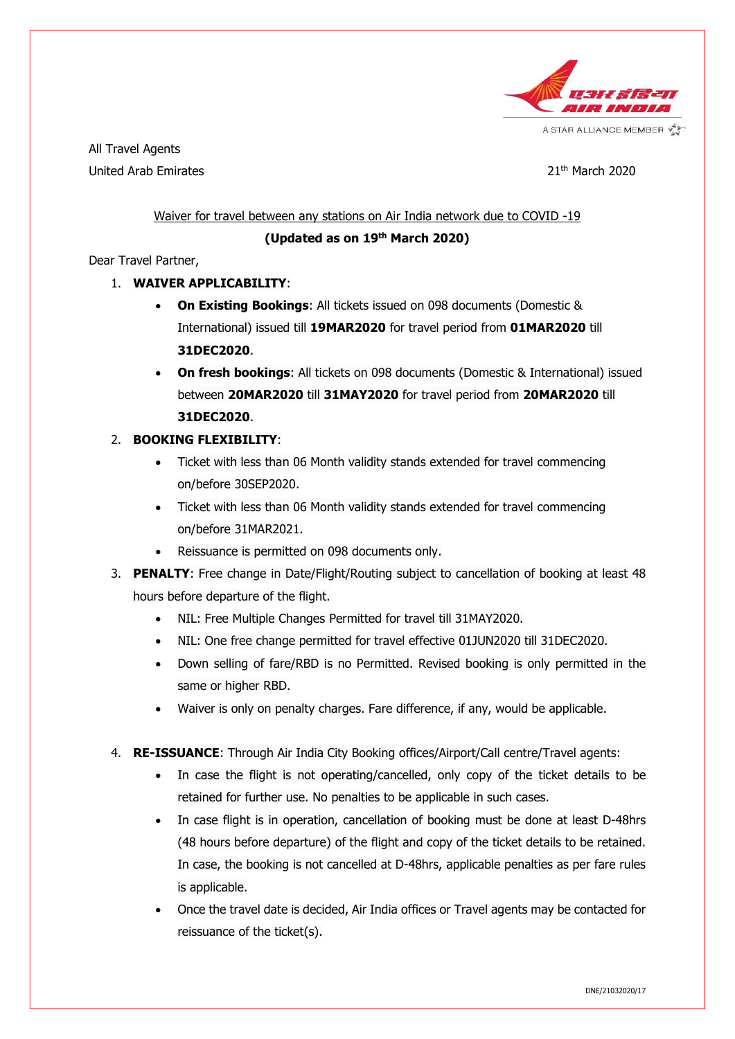All Travel Agents
United Arab Emirates

21th March 2020

Waiver for travel between any stations on Air India network due to COVID -19

**(Updated as on 19th March 2020)**

Dear Travel Partner,

1. **WAIVER APPLICABILITY**:
   - **On Existing Bookings**: All tickets issued on 098 documents (Domestic & International) issued till **19MAR2020** for travel period from **01MAR2020** till **31DEC2020**.
   - **On fresh bookings**: All tickets on 098 documents (Domestic & International) issued between **20MAR2020** till **31MAY2020** for travel period from **20MAR2020** till **31DEC2020**.
2. **BOOKING FLEXIBILITY**:
   - Ticket with less than 06 Month validity stands extended for travel commencing on/before 30SEP2020.
   - Ticket with less than 06 Month validity stands extended for travel commencing on/before 31MAR2021.
   - Reissuance is permitted on 098 documents only.
3. **PENALTY**: Free change in Date/Flight/Routing subject to cancellation of booking at least 48 hours before departure of the flight.
   - NIL: Free Multiple Changes Permitted for travel till 31MAY2020.
   - NIL: One free change permitted for travel effective 01JUN2020 till 31DEC2020.
   - Down selling of fare/RBD is no Permitted. Revised booking is only permitted in the same or higher RBD.
   - Waiver is only on penalty charges. Fare difference, if any, would be applicable.
4. **RE-ISSUANCE**: Through Air India City Booking offices/Airport/Call centre/Travel agents:
   - In case the flight is not operating/cancelled, only copy of the ticket details to be retained for further use. No penalties to be applicable in such cases.
   - In case flight is in operation, cancellation of booking must be done at least D-48hrs (48 hours before departure) of the flight and copy of the ticket details to be retained. In case, the booking is not cancelled at D-48hrs, applicable penalties as per fare rules is applicable.
   - Once the travel date is decided, Air India offices or Travel agents may be contacted for reissuance of the ticket(s).

DNE/21032020/17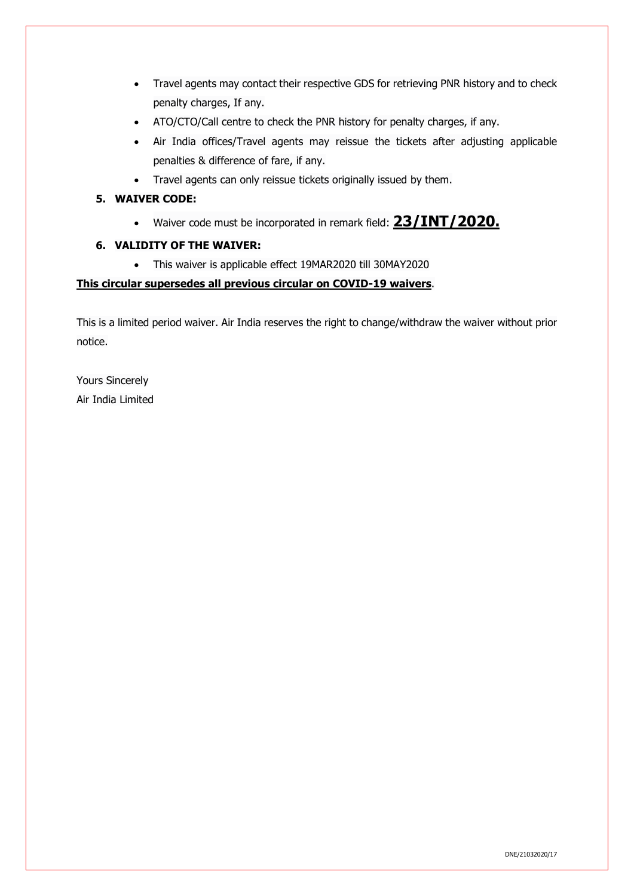- Travel agents may contact their respective GDS for retrieving PNR history and to check penalty charges, If any.
- ATO/CTO/Call centre to check the PNR history for penalty charges, if any.
- Air India offices/Travel agents may reissue the tickets after adjusting applicable penalties & difference of fare, if any.
- Travel agents can only reissue tickets originally issued by them.

**5. WAIVER CODE:**

- Waiver code must be incorporated in remark field: **23/INT/2020.**

**6. VALIDITY OF THE WAIVER:**

- This waiver is applicable effect 19MAR2020 till 30MAY2020

**This circular supersedes all previous circular on COVID-19 waivers**.

This is a limited period waiver. Air India reserves the right to change/withdraw the waiver without prior notice.

Yours Sincerely
Air India Limited

DNE/21032020/17